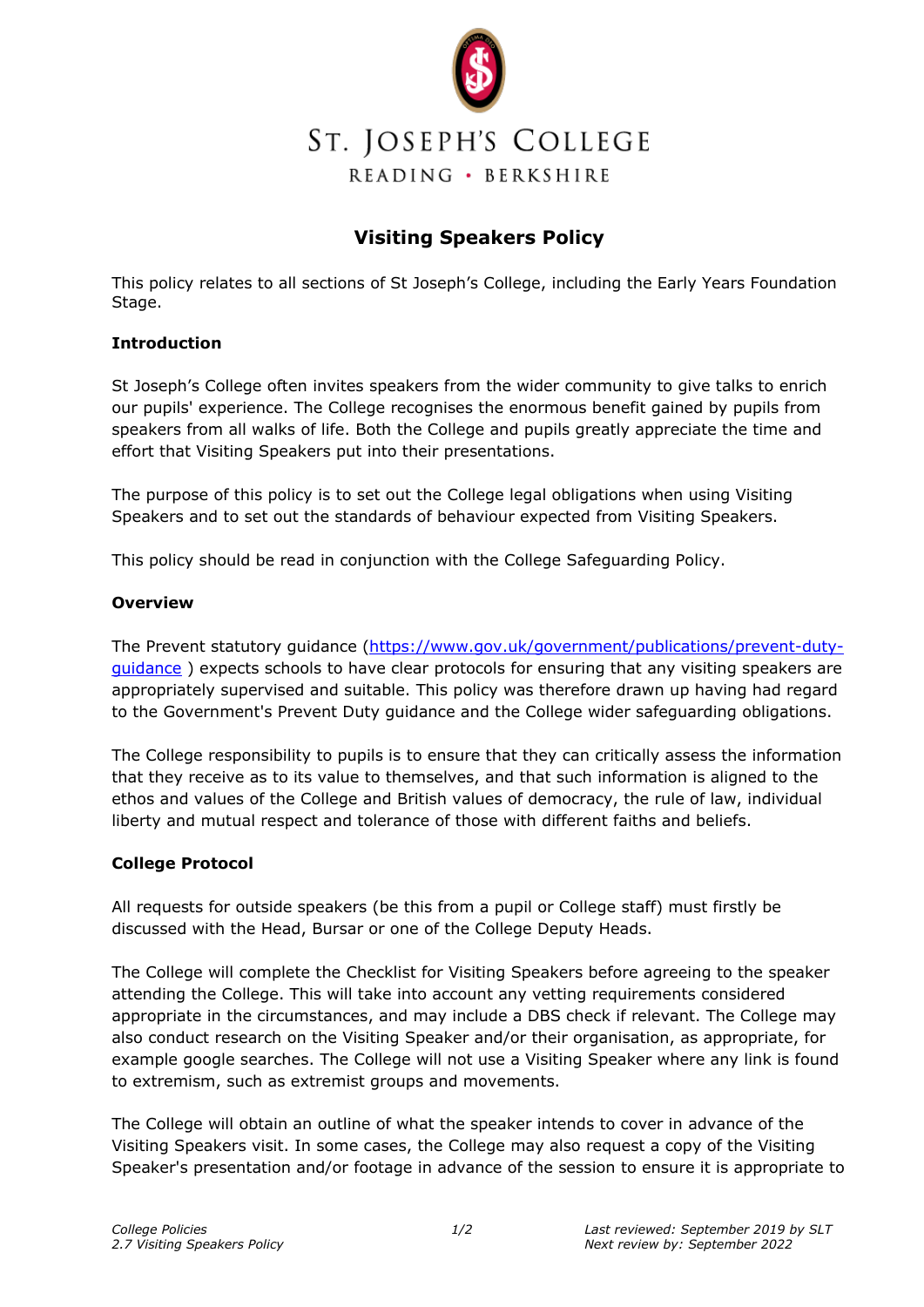ST. JOSEPH'S COLLEGE

READING • BERKSHIRE

# Visiting Speakers Policy

This policy relates to all sections of St Joseph's College, including the Early Years Foundation Stage.

## Introduction

St Joseph's College often invites speakers from the wider community to give talks to enrich our pupils' experience. The College recognises the enormous benefit gained by pupils from speakers from all walks of life. Both the College and pupils greatly appreciate the time and effort that Visiting Speakers put into their presentations.

The purpose of this policy is to set out the College legal obligations when using Visiting Speakers and to set out the standards of behaviour expected from Visiting Speakers.

This policy should be read in conjunction with the College Safeguarding Policy.

## Overview

The Prevent statutory guidance (https://www.gov.uk/government/publications/prevent-duty-guidance ) expects schools to have clear protocols for ensuring that any visiting speakers are appropriately supervised and suitable. This policy was therefore drawn up having had regard to the Government's Prevent Duty guidance and the College wider safeguarding obligations.

The College responsibility to pupils is to ensure that they can critically assess the information that they receive as to its value to themselves, and that such information is aligned to the ethos and values of the College and British values of democracy, the rule of law, individual liberty and mutual respect and tolerance of those with different faiths and beliefs.

## College Protocol

All requests for outside speakers (be this from a pupil or College staff) must firstly be discussed with the Head, Bursar or one of the College Deputy Heads.

The College will complete the Checklist for Visiting Speakers before agreeing to the speaker attending the College. This will take into account any vetting requirements considered appropriate in the circumstances, and may include a DBS check if relevant. The College may also conduct research on the Visiting Speaker and/or their organisation, as appropriate, for example google searches. The College will not use a Visiting Speaker where any link is found to extremism, such as extremist groups and movements.

The College will obtain an outline of what the speaker intends to cover in advance of the Visiting Speakers visit. In some cases, the College may also request a copy of the Visiting Speaker's presentation and/or footage in advance of the session to ensure it is appropriate to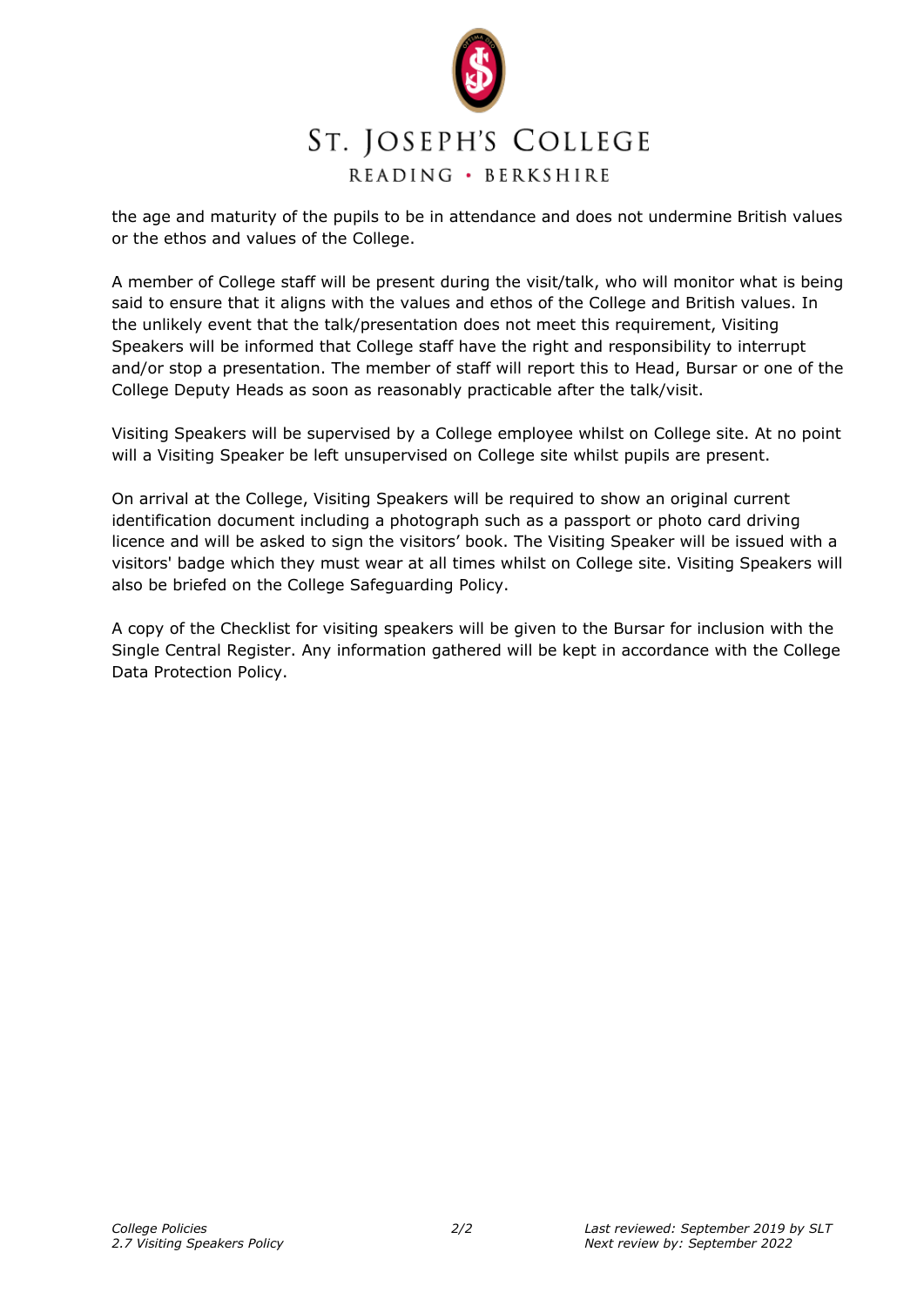the age and maturity of the pupils to be in attendance and does not undermine British values or the ethos and values of the College.

A member of College staff will be present during the visit/talk, who will monitor what is being said to ensure that it aligns with the values and ethos of the College and British values. In the unlikely event that the talk/presentation does not meet this requirement, Visiting Speakers will be informed that College staff have the right and responsibility to interrupt and/or stop a presentation. The member of staff will report this to Head, Bursar or one of the College Deputy Heads as soon as reasonably practicable after the talk/visit.

Visiting Speakers will be supervised by a College employee whilst on College site. At no point will a Visiting Speaker be left unsupervised on College site whilst pupils are present.

On arrival at the College, Visiting Speakers will be required to show an original current identification document including a photograph such as a passport or photo card driving licence and will be asked to sign the visitors' book. The Visiting Speaker will be issued with a visitors' badge which they must wear at all times whilst on College site. Visiting Speakers will also be briefed on the College Safeguarding Policy.

A copy of the Checklist for visiting speakers will be given to the Bursar for inclusion with the Single Central Register. Any information gathered will be kept in accordance with the College Data Protection Policy.